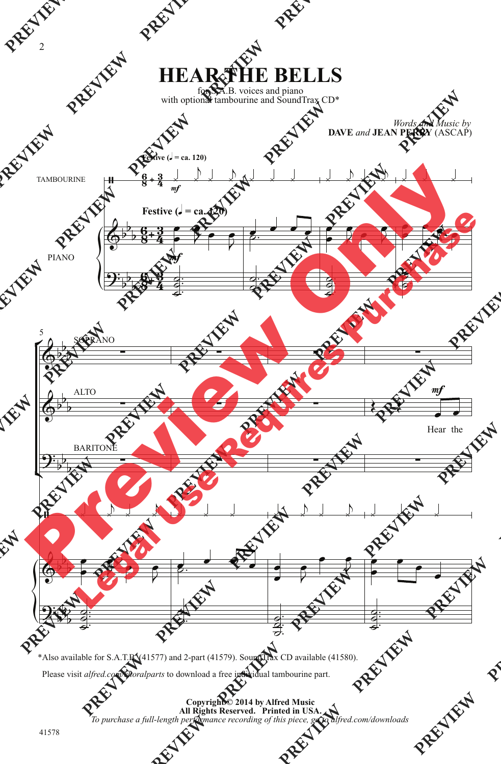# HEAR THE BELLS

for S.A.B. voices and piano
with optional tambourine and SoundTrax CD*

*Words and Music by*
**DAVE** *and* **JEAN PERRY** (ASCAP)

*Also available for S.A.T.B. (41577) and 2-part (41579). SoundTrax CD available (41580).

Please visit *alfred.com/choralparts* to download a free individual tambourine part.

**Copyright © 2014 by Alfred Music**
**All Rights Reserved. Printed in USA.**
*To purchase a full-length performance recording of this piece, go to alfred.com/downloads*

41578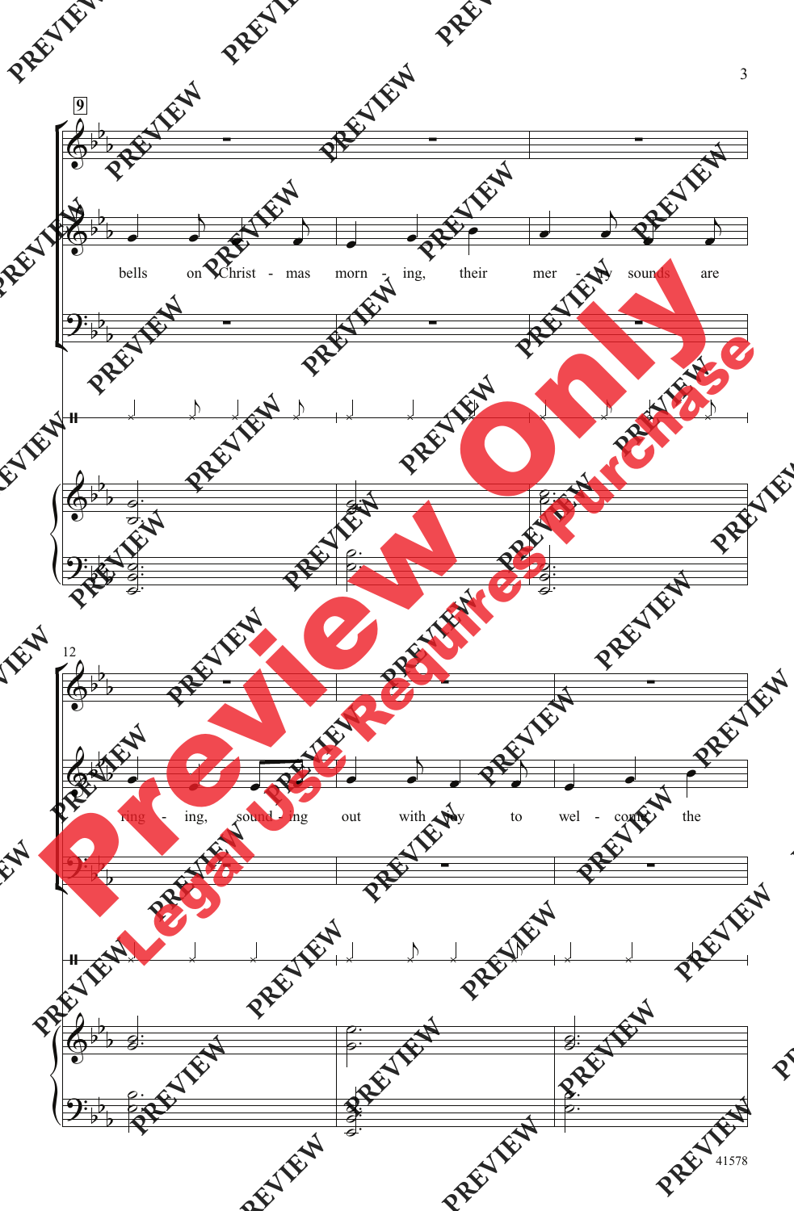bells on Christ - mas morn - ing, their mer - ry sounds are

ring - ing, sound - ing out with joy to wel - come the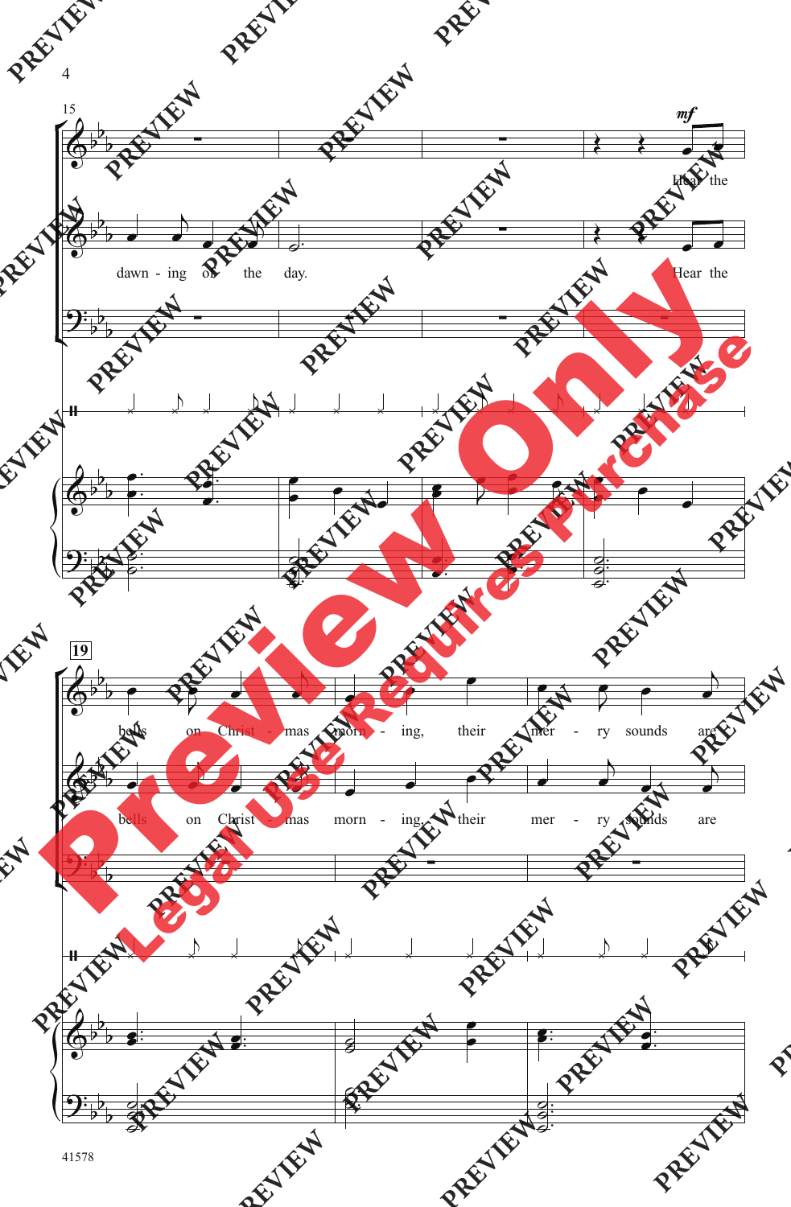15

*mf*

dawn - ing of the day.

Hear the

Hear the

**19**

bells on Christ - mas morn - ing, their mer - ry sounds are

bells on Christ - mas morn - ing, their mer - ry sounds are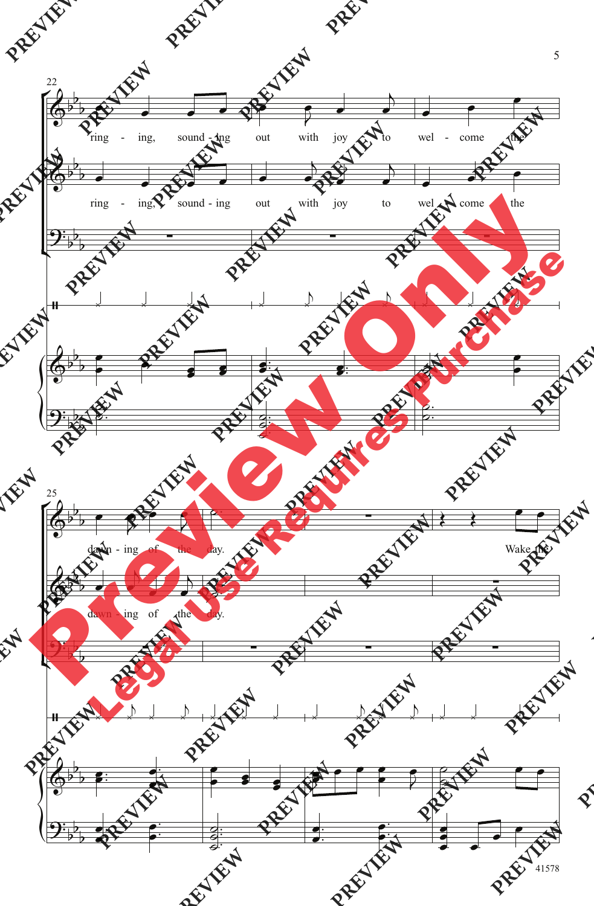22

ring - ing, sound - ing out with joy to wel - come the

ring - ing, sound - ing out with joy to wel - come the

25

dawn - ing of the day. Wake the

dawn - ing of the day.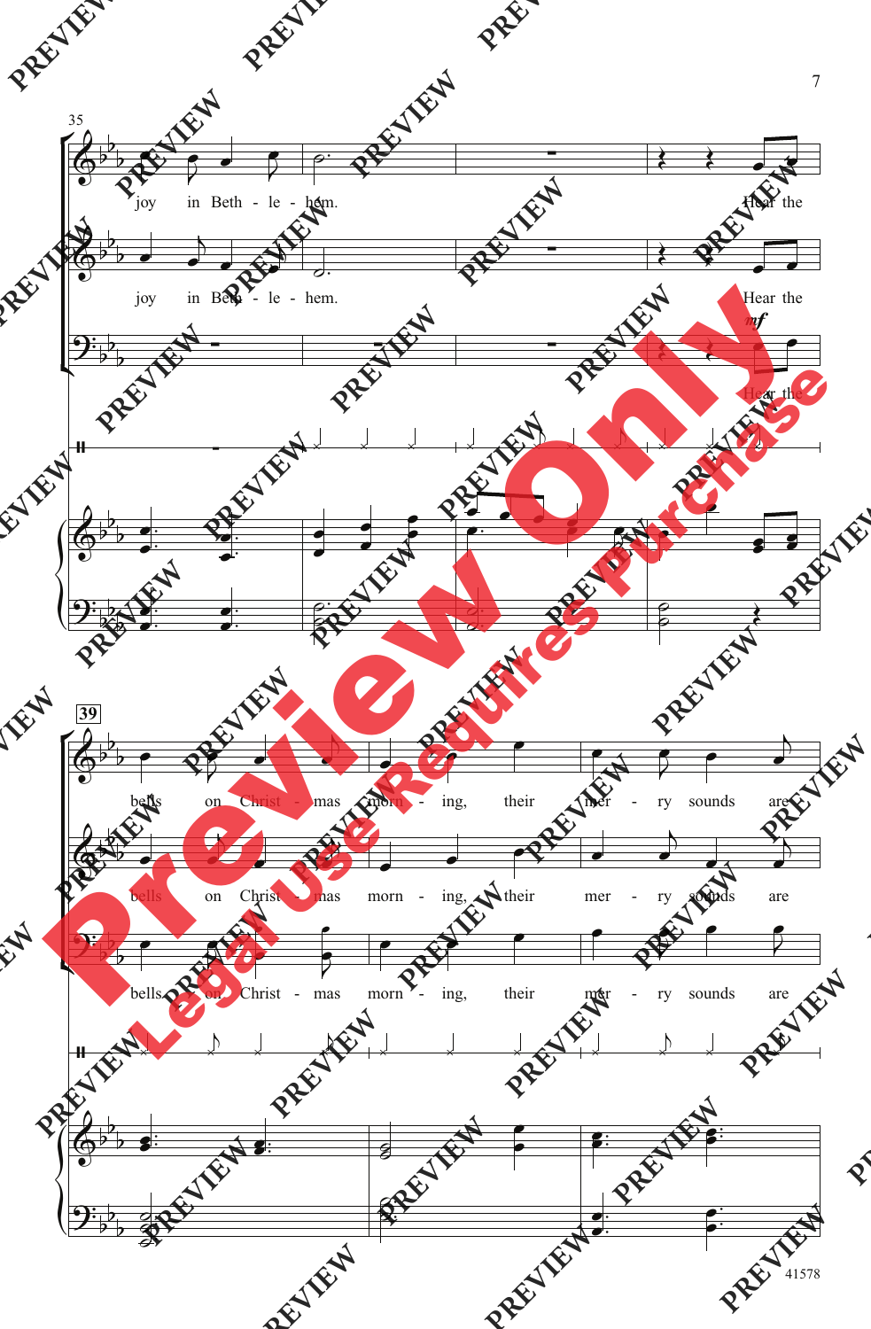35

joy in Beth - le - hem. Hear the

joy in Beth - le - hem. Hear the

*mf*

Hear the

39

bells on Christ - mas morn - ing, their mer - ry sounds are

bells on Christ - mas morn - ing, their mer - ry sounds are

bells on Christ - mas morn - ing, their mer - ry sounds are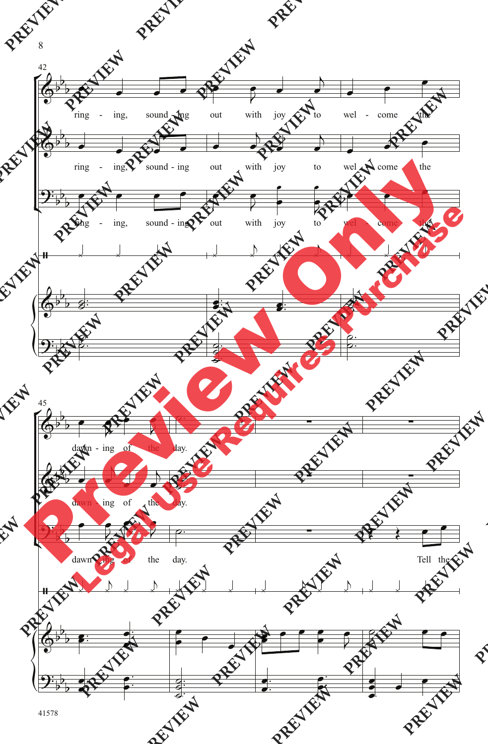ring - ing, sound - ing out with joy to wel - come the

ring - ing, sound - ing out with joy to wel - come the

ring - ing, sound - ing out with joy to wel - come the

dawn - ing of the day.

dawn - ing of the day.

dawn - ing of the day. Tell the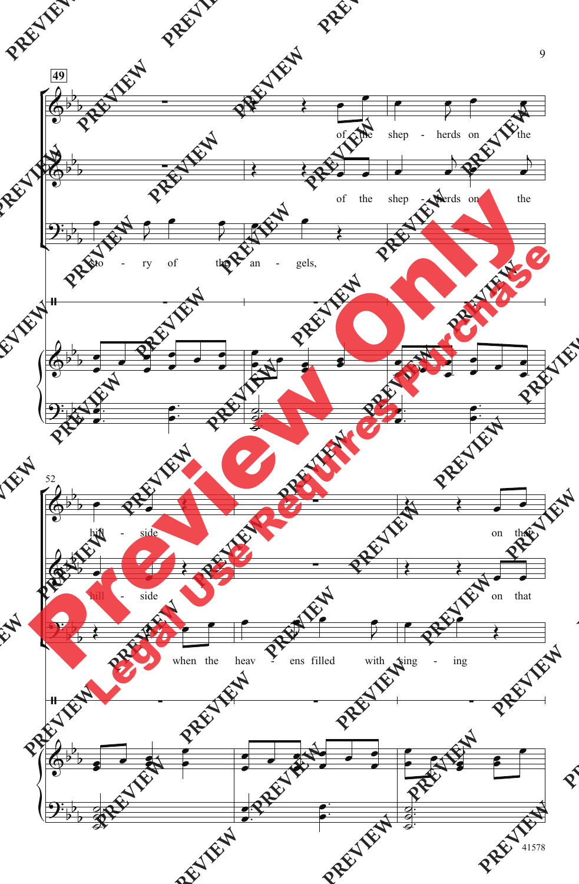49

of the shep - herds on the

of the shep - herds on the

sto - ry of the an - gels,

52

hill - side on that

hill - side on that

when the heav - ens filled with sing - ing

41578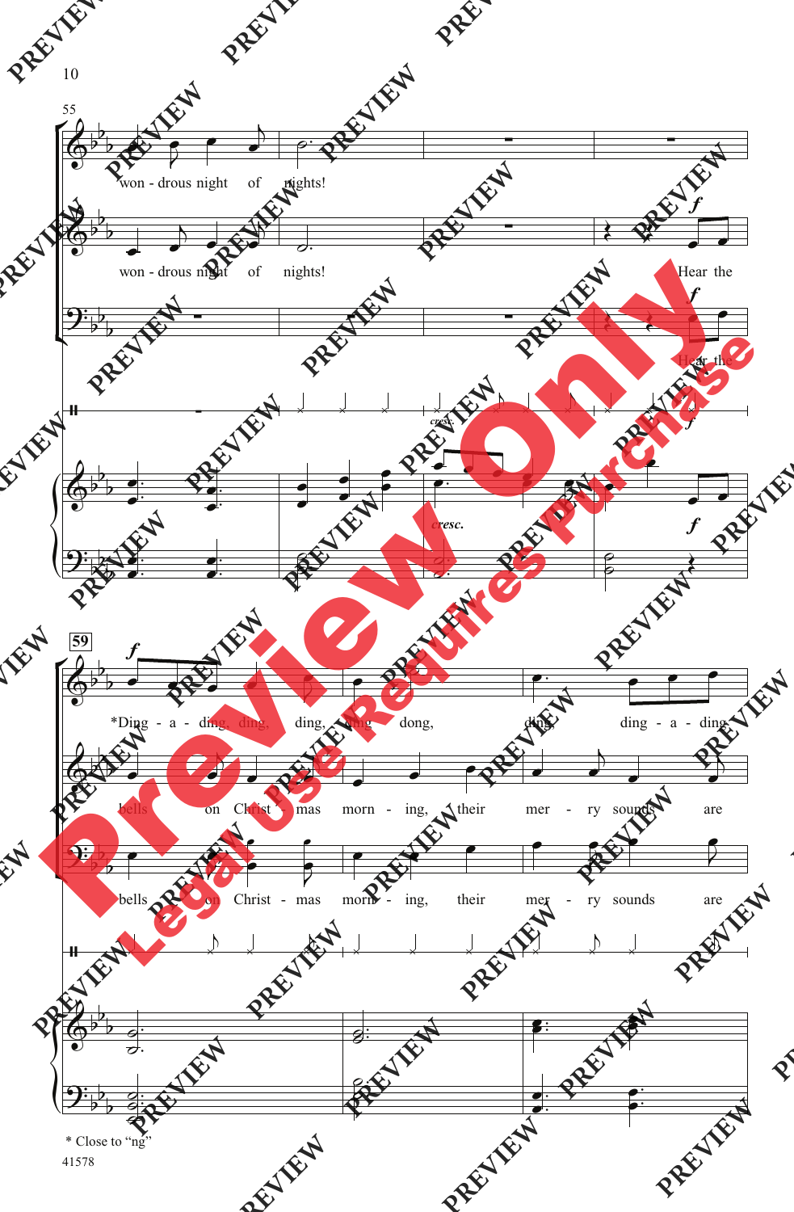won - drous night of nights!

won - drous night of nights!

Hear the

Hear the

*Ding - a - ding, ding, ding, ding dong, ding, ding - a - ding,

bells on Christ - mas morn - ing, their mer - ry sounds are

bells on Christ - mas morn - ing, their mer - ry sounds are

* Close to "ng"

41578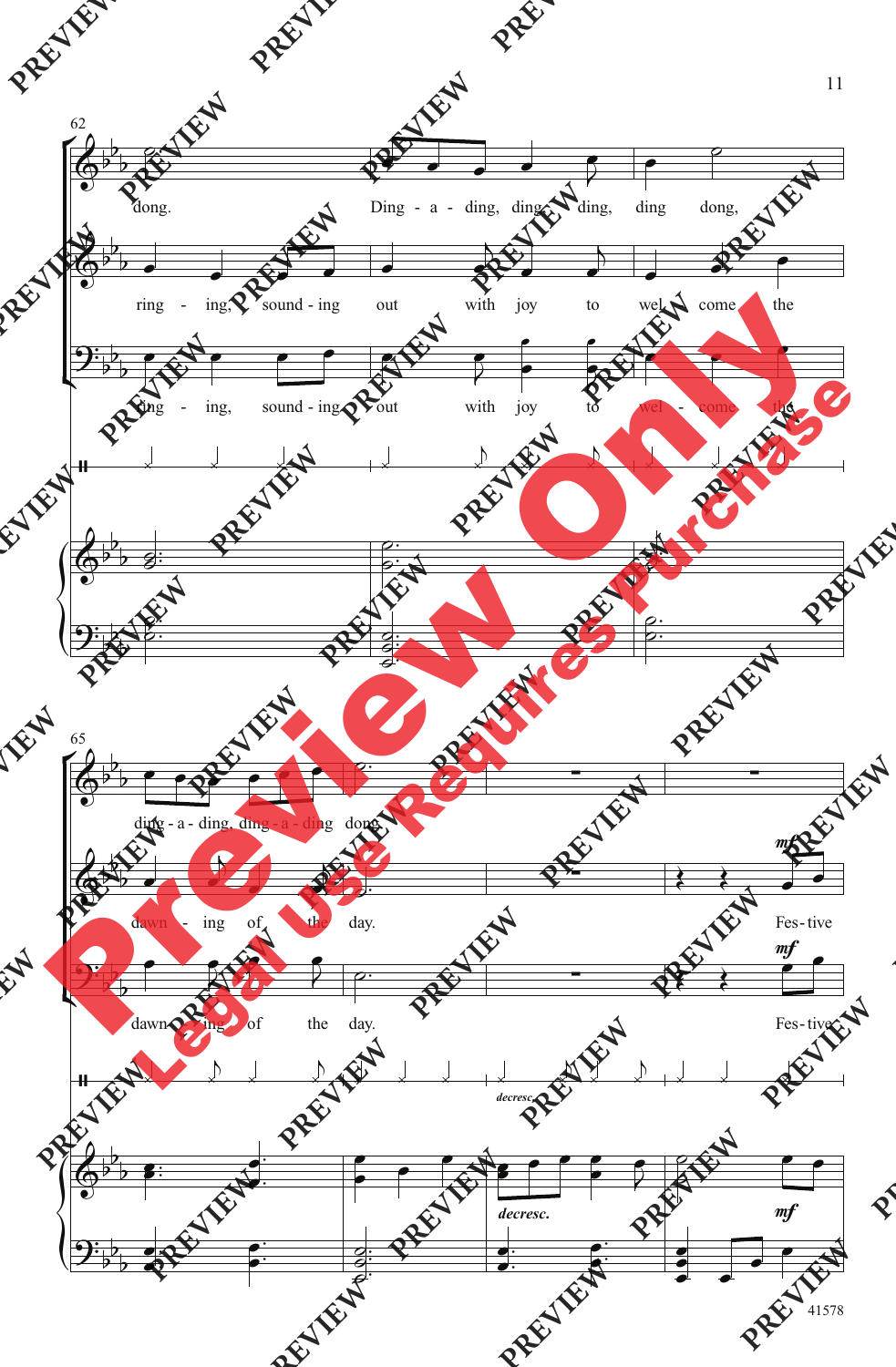62

dong. Ding - a - ding, ding - a - ding, ding dong,

ring - ing, sound - ing out with joy to wel - come the

ring - ing, sound - ing out with joy to wel - come the

65

ding - a - ding, ding - a - ding dong.

dawn - ing of the day. Fes - tive

dawn - ing of the day. Fes - tive

*decresc.*

*mf*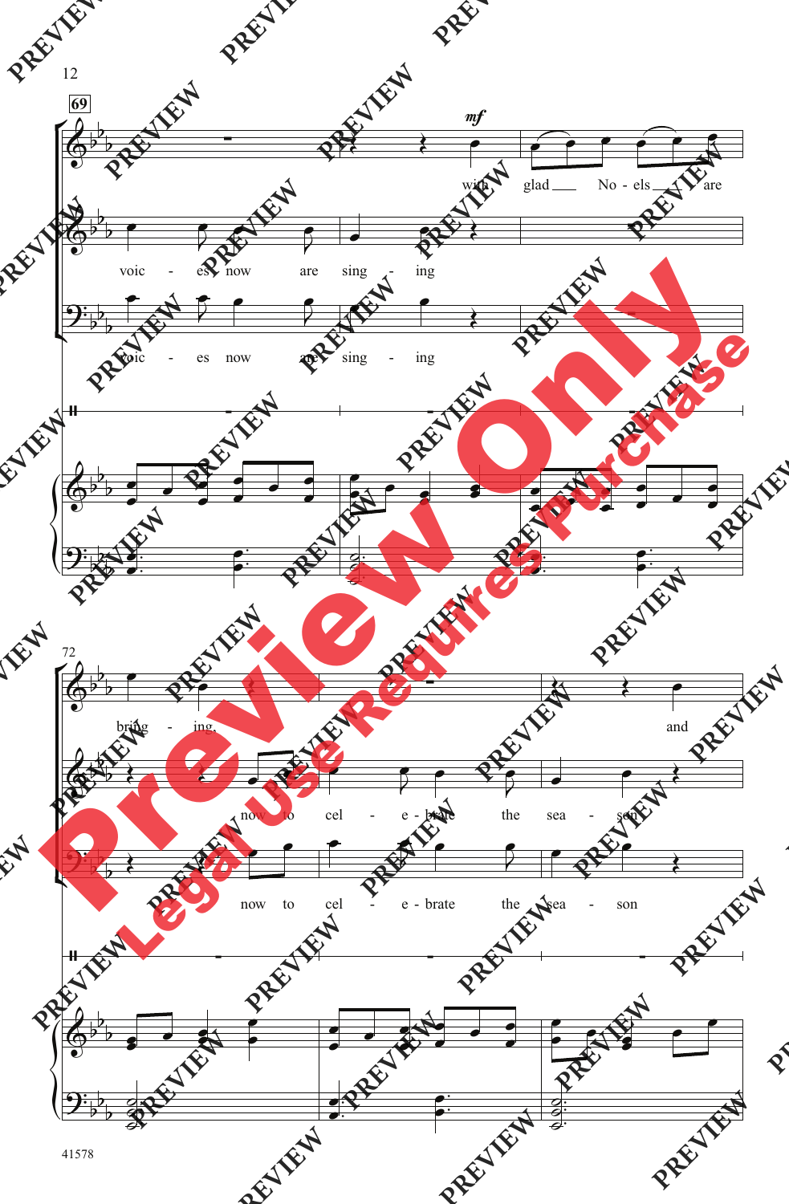69

*mf*

with glad ___ No - els ___ are

voic - es now are sing - ing

voic - es now are sing - ing

72

bring - ing. and

now to cel - e - brate the sea - son

now to cel - e - brate the sea - son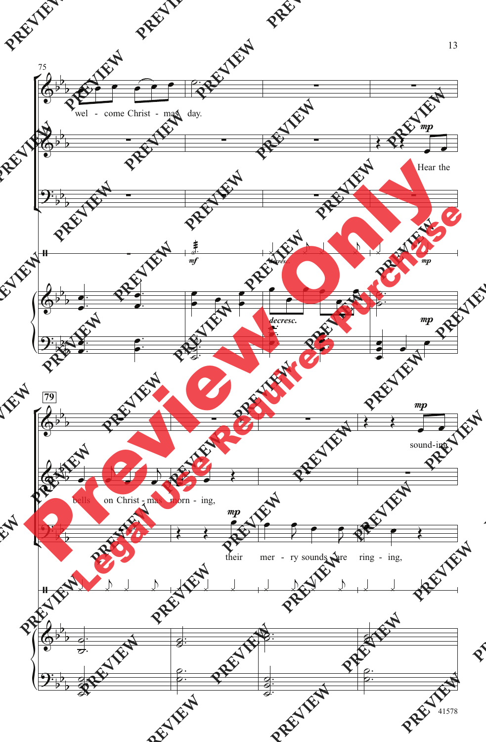75

wel - come Christ - mas day.

Hear the

*mf* *decresc.* *mp*

*decresc.* *mp*

79

sound-ing

bells on Christ - mas morn - ing,

their mer - ry sounds are ring - ing,

41578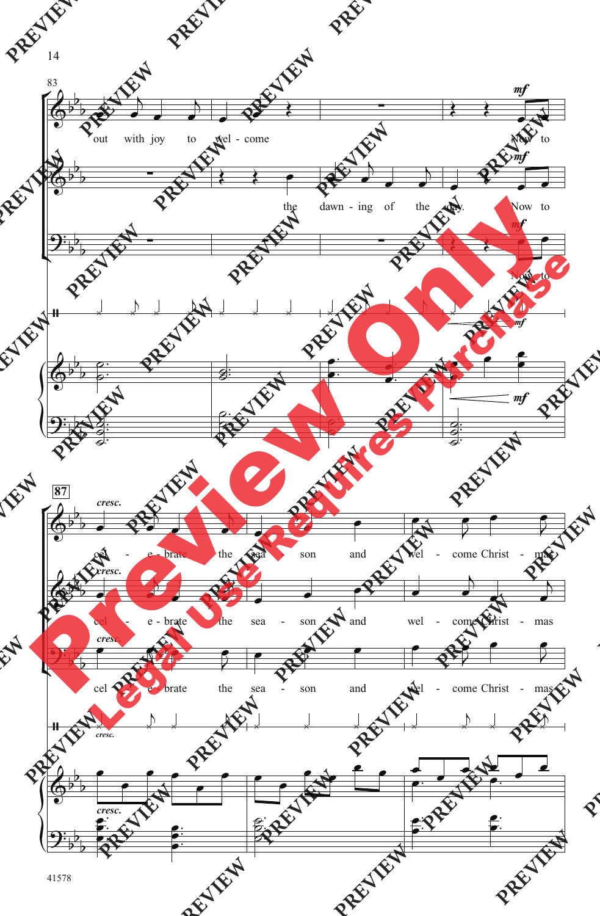83

out with joy to wel - come

the dawn - ing of the day.

*mf*

Now to

*mf*

Now to

*mf*

Now to

**87**

*cresc.*

cel - e - brate the sea - son and wel - come Christ - mas

*cresc.*

cel - e - brate the sea - son and wel - come Christ - mas

*cresc.*

cel - e - brate the sea - son and wel - come Christ - mas

*cresc.*

*cresc.*

41578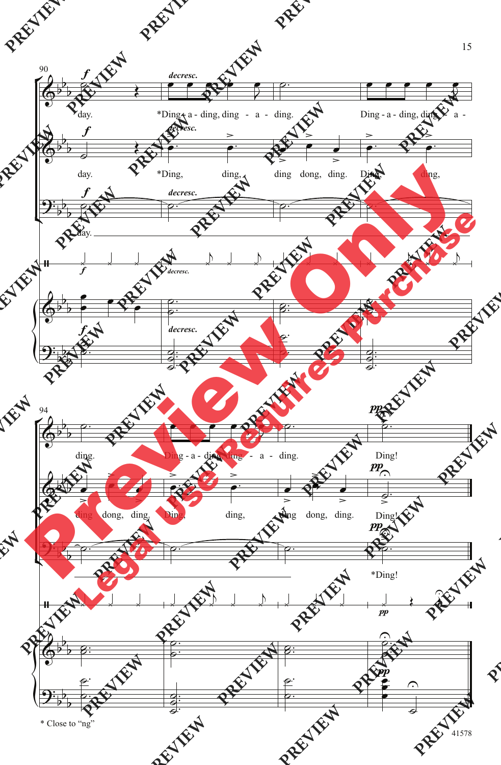* Close to "ng"